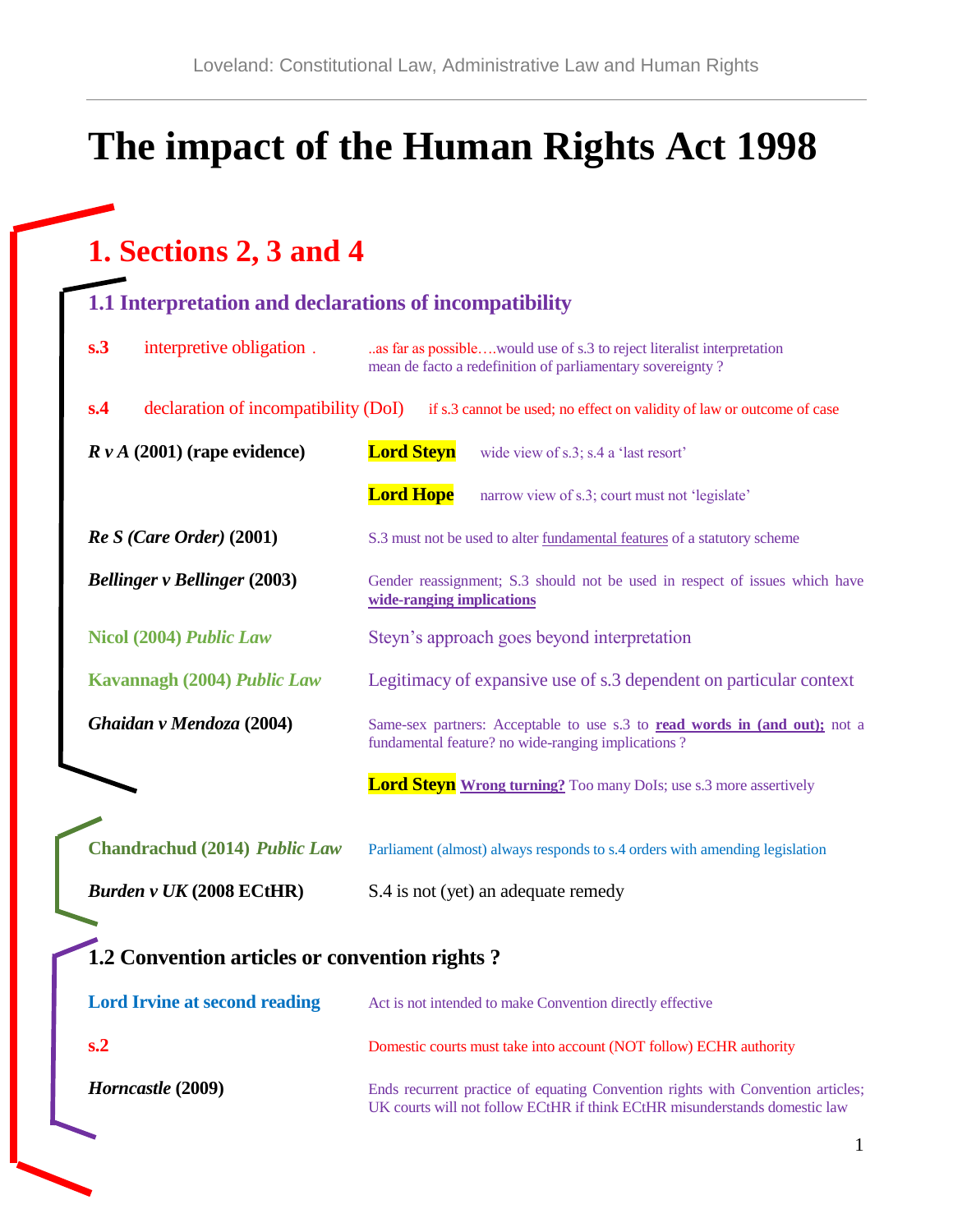# The impact of the Human Rights Act 1998

## 1. Sections 2, 3 and 4

### 1.1 Interpretation and declarations of incompatibility

| | |
|---|---|
| **s.3** interpretive obligation . | ..as far as possible….would use of s.3 to reject literalist interpretation mean de facto a redefinition of parliamentary sovereignty ? |
| **s.4** declaration of incompatibility (DoI) | if s.3 cannot be used; no effect on validity of law or outcome of case |
| ***R v A*** **(2001) (rape evidence)** | **Lord Steyn** wide view of s.3; s.4 a 'last resort' |
| | **Lord Hope** narrow view of s.3; court must not 'legislate' |
| ***Re S (Care Order)*** **(2001)** | S.3 must not be used to alter fundamental features of a statutory scheme |
| ***Bellinger v Bellinger*** **(2003)** | Gender reassignment; S.3 should not be used in respect of issues which have **wide-ranging implications** |
| **Nicol (2004)** ***Public Law*** | Steyn's approach goes beyond interpretation |
| **Kavannagh (2004)** ***Public Law*** | Legitimacy of expansive use of s.3 dependent on particular context |
| ***Ghaidan v Mendoza*** **(2004)** | Same-sex partners: Acceptable to use s.3 to **read words in (and out);** not a fundamental feature? no wide-ranging implications ? |
| | **Lord Steyn** **Wrong turning?** Too many DoIs; use s.3 more assertively |

| | |
|---|---|
| **Chandrachud (2014)** ***Public Law*** | Parliament (almost) always responds to s.4 orders with amending legislation |
| ***Burden v UK*** **(2008 ECtHR)** | S.4 is not (yet) an adequate remedy |

### 1.2 Convention articles or convention rights ?

| | |
|---|---|
| **Lord Irvine at second reading** | Act is not intended to make Convention directly effective |
| **s.2** | Domestic courts must take into account (NOT follow) ECHR authority |
| ***Horncastle*** **(2009)** | Ends recurrent practice of equating Convention rights with Convention articles; UK courts will not follow ECtHR if think ECtHR misunderstands domestic law |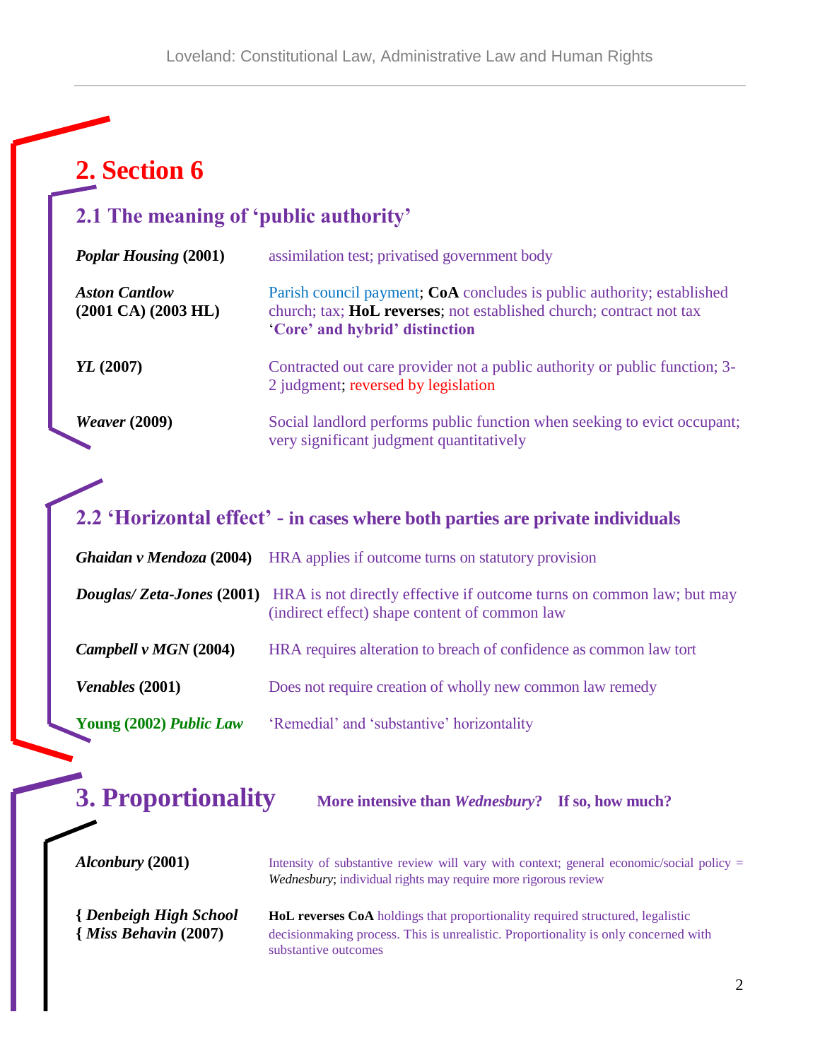# 2. Section 6

## 2.1 The meaning of 'public authority'

| | |
|---|---|
| ***Poplar Housing* (2001)** | assimilation test; privatised government body |
| ***Aston Cantlow* (2001 CA) (2003 HL)** | Parish council payment; **CoA** concludes is public authority; established church; tax; **HoL reverses**; not established church; contract not tax **'Core' and hybrid' distinction** |
| ***YL* (2007)** | Contracted out care provider not a public authority or public function; 3-2 judgment; reversed by legislation |
| ***Weaver* (2009)** | Social landlord performs public function when seeking to evict occupant; very significant judgment quantitatively |

## 2.2 'Horizontal effect' - in cases where both parties are private individuals

| | |
|---|---|
| ***Ghaidan v Mendoza* (2004)** | HRA applies if outcome turns on statutory provision |
| ***Douglas/ Zeta-Jones* (2001)** | HRA is not directly effective if outcome turns on common law; but may (indirect effect) shape content of common law |
| ***Campbell v MGN* (2004)** | HRA requires alteration to breach of confidence as common law tort |
| ***Venables* (2001)** | Does not require creation of wholly new common law remedy |
| **Young (2002) *Public Law*** | 'Remedial' and 'substantive' horizontality |

# 3. Proportionality

**More intensive than *Wednesbury*? If so, how much?**

| | |
|---|---|
| ***Alconbury* (2001)** | Intensity of substantive review will vary with context; general economic/social policy = *Wednesbury*; individual rights may require more rigorous review |
| **{ *Denbeigh High School*<br>{ *Miss Behavin* (2007)** | **HoL reverses CoA** holdings that proportionality required structured, legalistic decisionmaking process. This is unrealistic. Proportionality is only concerned with substantive outcomes |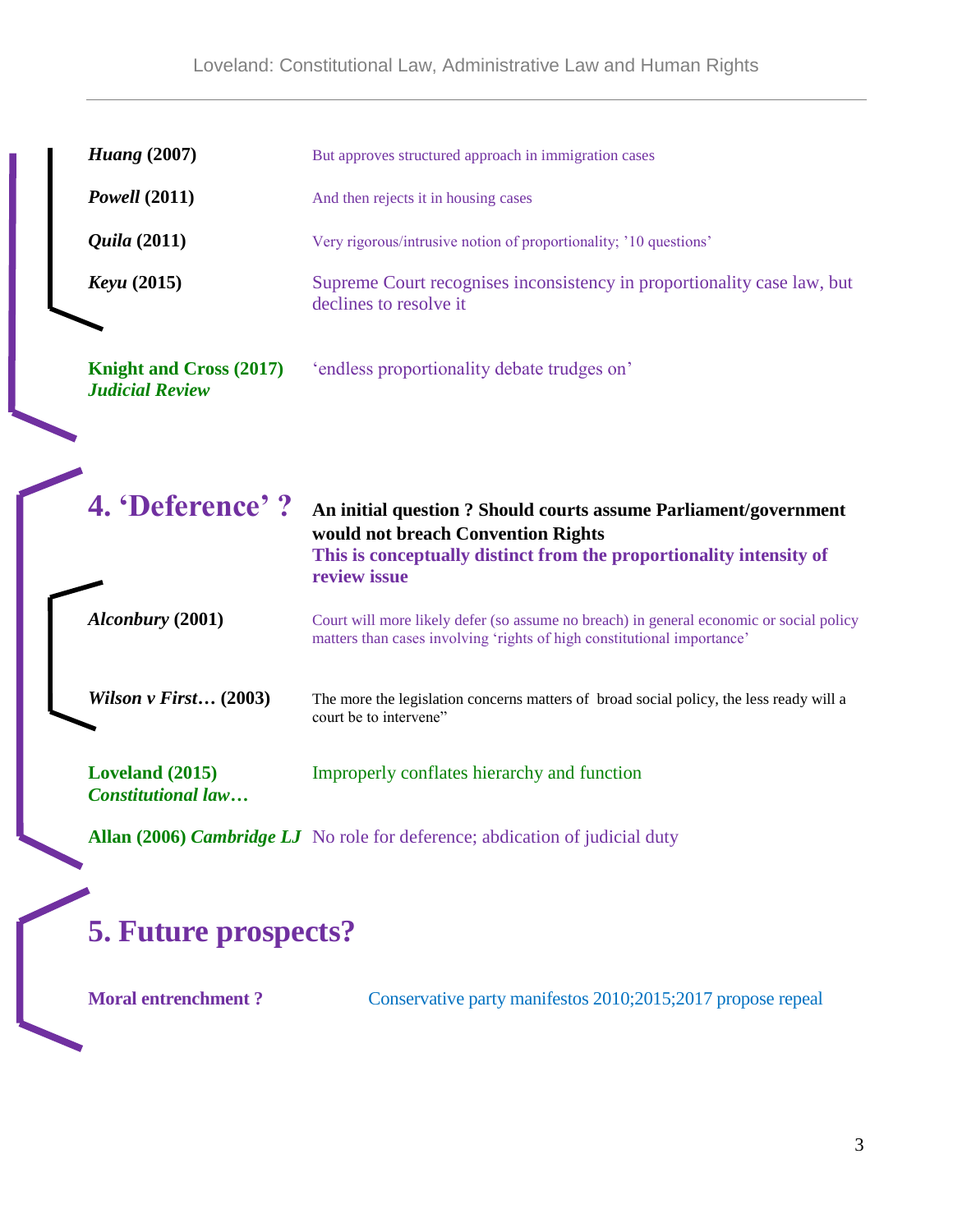***Huang* (2007)** — But approves structured approach in immigration cases

***Powell* (2011)** — And then rejects it in housing cases

***Quila* (2011)** — Very rigorous/intrusive notion of proportionality; '10 questions'

***Keyu* (2015)** — Supreme Court recognises inconsistency in proportionality case law, but declines to resolve it

**Knight and Cross (2017) *Judicial Review*** — 'endless proportionality debate trudges on'

## 4. 'Deference' ?

**An initial question ? Should courts assume Parliament/government would not breach Convention Rights**
**This is conceptually distinct from the proportionality intensity of review issue**

***Alconbury* (2001)** — Court will more likely defer (so assume no breach) in general economic or social policy matters than cases involving 'rights of high constitutional importance'

***Wilson v First…* (2003)** — The more the legislation concerns matters of broad social policy, the less ready will a court be to intervene"

**Loveland (2015) *Constitutional law…*** — Improperly conflates hierarchy and function

**Allan (2006) *Cambridge LJ*** — No role for deference; abdication of judicial duty

## 5. Future prospects?

**Moral entrenchment ?** — Conservative party manifestos 2010;2015;2017 propose repeal